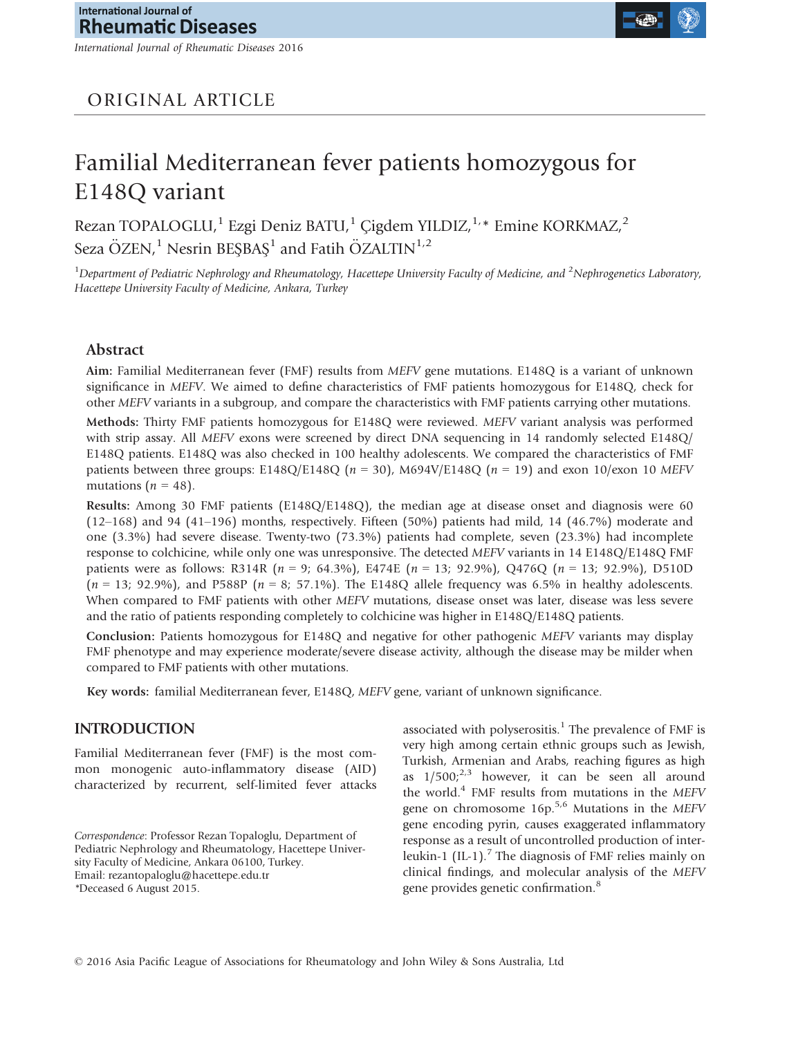ORIGINAL ARTICLE

# Familial Mediterranean fever patients homozygous for E148Q variant

Rezan TOPALOGLU,[1] Ezgi Deniz BATU,[1] Çigdem YILDIZ,[1,*] Emine KORKMAZ,[2] Seza ÖZEN,[1] Nesrin BEŞBAŞ[1] and Fatih ÖZALTIN[1,2]

[1]Department of Pediatric Nephrology and Rheumatology, Hacettepe University Faculty of Medicine, and [2]Nephrogenetics Laboratory, Hacettepe University Faculty of Medicine, Ankara, Turkey

## Abstract

**Aim:** Familial Mediterranean fever (FMF) results from *MEFV* gene mutations. E148Q is a variant of unknown significance in *MEFV*. We aimed to define characteristics of FMF patients homozygous for E148Q, check for other *MEFV* variants in a subgroup, and compare the characteristics with FMF patients carrying other mutations.

**Methods:** Thirty FMF patients homozygous for E148Q were reviewed. *MEFV* variant analysis was performed with strip assay. All *MEFV* exons were screened by direct DNA sequencing in 14 randomly selected E148Q/E148Q patients. E148Q was also checked in 100 healthy adolescents. We compared the characteristics of FMF patients between three groups: E148Q/E148Q ($n = 30$), M694V/E148Q ($n = 19$) and exon 10/exon 10 *MEFV* mutations ($n = 48$).

**Results:** Among 30 FMF patients (E148Q/E148Q), the median age at disease onset and diagnosis were 60 (12–168) and 94 (41–196) months, respectively. Fifteen (50%) patients had mild, 14 (46.7%) moderate and one (3.3%) had severe disease. Twenty-two (73.3%) patients had complete, seven (23.3%) had incomplete response to colchicine, while only one was unresponsive. The detected *MEFV* variants in 14 E148Q/E148Q FMF patients were as follows: R314R ($n = 9$; 64.3%), E474E ($n = 13$; 92.9%), Q476Q ($n = 13$; 92.9%), D510D ($n = 13$; 92.9%), and P588P ($n = 8$; 57.1%). The E148Q allele frequency was 6.5% in healthy adolescents. When compared to FMF patients with other *MEFV* mutations, disease onset was later, disease was less severe and the ratio of patients responding completely to colchicine was higher in E148Q/E148Q patients.

**Conclusion:** Patients homozygous for E148Q and negative for other pathogenic *MEFV* variants may display FMF phenotype and may experience moderate/severe disease activity, although the disease may be milder when compared to FMF patients with other mutations.

**Key words:** familial Mediterranean fever, E148Q, *MEFV* gene, variant of unknown significance.

## INTRODUCTION

Familial Mediterranean fever (FMF) is the most common monogenic auto-inflammatory disease (AID) characterized by recurrent, self-limited fever attacks associated with polyserositis.[1] The prevalence of FMF is very high among certain ethnic groups such as Jewish, Turkish, Armenian and Arabs, reaching figures as high as 1/500;[2,3] however, it can be seen all around the world.[4] FMF results from mutations in the *MEFV* gene on chromosome 16p.[5,6] Mutations in the *MEFV* gene encoding pyrin, causes exaggerated inflammatory response as a result of uncontrolled production of interleukin-1 (IL-1).[7] The diagnosis of FMF relies mainly on clinical findings, and molecular analysis of the *MEFV* gene provides genetic confirmation.[8]

*Correspondence*: Professor Rezan Topaloglu, Department of Pediatric Nephrology and Rheumatology, Hacettepe University Faculty of Medicine, Ankara 06100, Turkey.
Email: rezantopaloglu@hacettepe.edu.tr
*Deceased 6 August 2015.

© 2016 Asia Pacific League of Associations for Rheumatology and John Wiley & Sons Australia, Ltd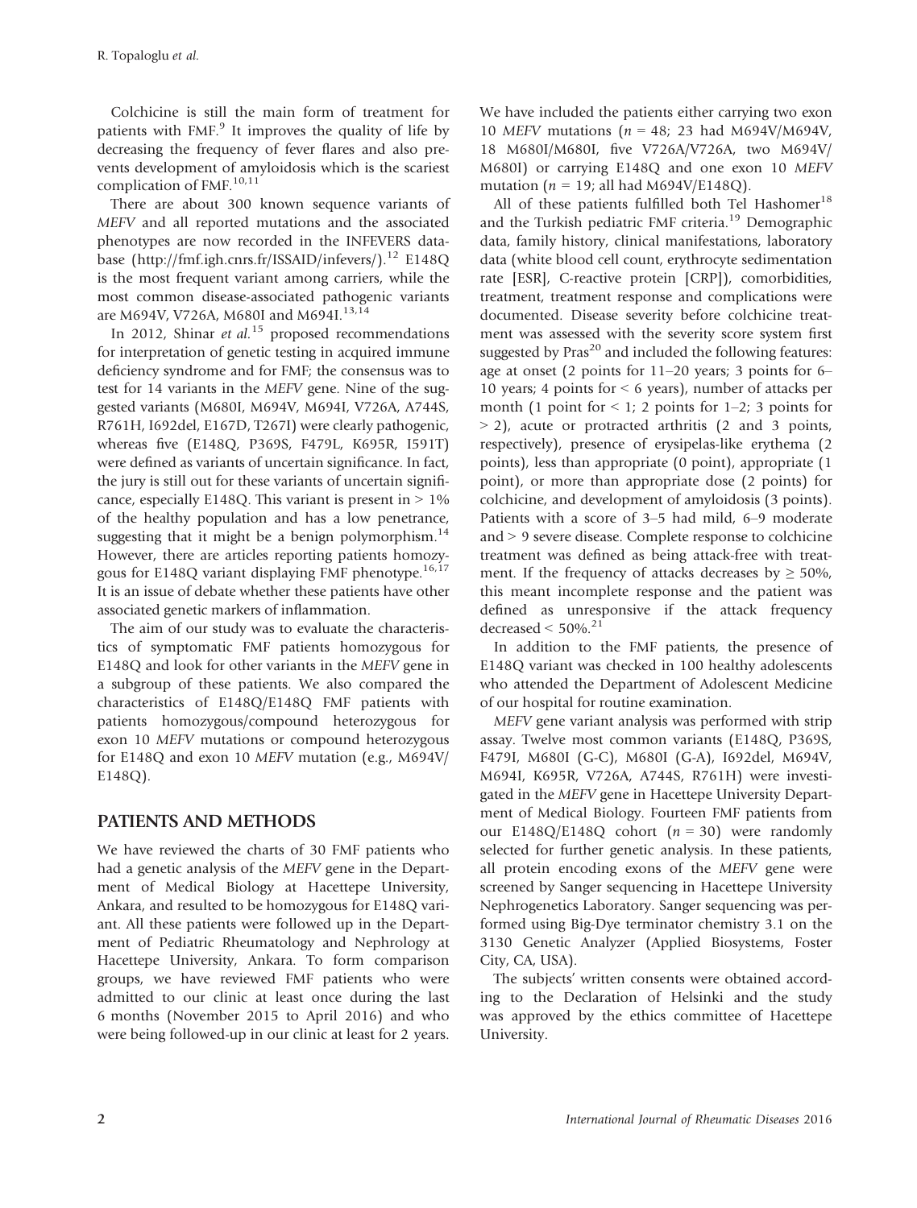Colchicine is still the main form of treatment for patients with FMF.[9] It improves the quality of life by decreasing the frequency of fever flares and also prevents development of amyloidosis which is the scariest complication of FMF.[10,11]

There are about 300 known sequence variants of *MEFV* and all reported mutations and the associated phenotypes are now recorded in the INFEVERS database (http://fmf.igh.cnrs.fr/ISSAID/infevers/).[12] E148Q is the most frequent variant among carriers, while the most common disease-associated pathogenic variants are M694V, V726A, M680I and M694I.[13,14]

In 2012, Shinar *et al.*[15] proposed recommendations for interpretation of genetic testing in acquired immune deficiency syndrome and for FMF; the consensus was to test for 14 variants in the *MEFV* gene. Nine of the suggested variants (M680I, M694V, M694I, V726A, A744S, R761H, I692del, E167D, T267I) were clearly pathogenic, whereas five (E148Q, P369S, F479L, K695R, I591T) were defined as variants of uncertain significance. In fact, the jury is still out for these variants of uncertain significance, especially E148Q. This variant is present in > 1% of the healthy population and has a low penetrance, suggesting that it might be a benign polymorphism.[14] However, there are articles reporting patients homozygous for E148Q variant displaying FMF phenotype.[16,17] It is an issue of debate whether these patients have other associated genetic markers of inflammation.

The aim of our study was to evaluate the characteristics of symptomatic FMF patients homozygous for E148Q and look for other variants in the *MEFV* gene in a subgroup of these patients. We also compared the characteristics of E148Q/E148Q FMF patients with patients homozygous/compound heterozygous for exon 10 *MEFV* mutations or compound heterozygous for E148Q and exon 10 *MEFV* mutation (e.g., M694V/E148Q).

## PATIENTS AND METHODS

We have reviewed the charts of 30 FMF patients who had a genetic analysis of the *MEFV* gene in the Department of Medical Biology at Hacettepe University, Ankara, and resulted to be homozygous for E148Q variant. All these patients were followed up in the Department of Pediatric Rheumatology and Nephrology at Hacettepe University, Ankara. To form comparison groups, we have reviewed FMF patients who were admitted to our clinic at least once during the last 6 months (November 2015 to April 2016) and who were being followed-up in our clinic at least for 2 years. We have included the patients either carrying two exon 10 *MEFV* mutations ($n = 48$; 23 had M694V/M694V, 18 M680I/M680I, five V726A/V726A, two M694V/M680I) or carrying E148Q and one exon 10 *MEFV* mutation ($n = 19$; all had M694V/E148Q).

All of these patients fulfilled both Tel Hashomer[18] and the Turkish pediatric FMF criteria.[19] Demographic data, family history, clinical manifestations, laboratory data (white blood cell count, erythrocyte sedimentation rate [ESR], C-reactive protein [CRP]), comorbidities, treatment, treatment response and complications were documented. Disease severity before colchicine treatment was assessed with the severity score system first suggested by Pras[20] and included the following features: age at onset (2 points for 11–20 years; 3 points for 6–10 years; 4 points for < 6 years), number of attacks per month (1 point for < 1; 2 points for 1–2; 3 points for > 2), acute or protracted arthritis (2 and 3 points, respectively), presence of erysipelas-like erythema (2 points), less than appropriate (0 point), appropriate (1 point), or more than appropriate dose (2 points) for colchicine, and development of amyloidosis (3 points). Patients with a score of 3–5 had mild, 6–9 moderate and > 9 severe disease. Complete response to colchicine treatment was defined as being attack-free with treatment. If the frequency of attacks decreases by ≥ 50%, this meant incomplete response and the patient was defined as unresponsive if the attack frequency decreased < 50%.[21]

In addition to the FMF patients, the presence of E148Q variant was checked in 100 healthy adolescents who attended the Department of Adolescent Medicine of our hospital for routine examination.

*MEFV* gene variant analysis was performed with strip assay. Twelve most common variants (E148Q, P369S, F479I, M680I (G-C), M680I (G-A), I692del, M694V, M694I, K695R, V726A, A744S, R761H) were investigated in the *MEFV* gene in Hacettepe University Department of Medical Biology. Fourteen FMF patients from our E148Q/E148Q cohort ($n = 30$) were randomly selected for further genetic analysis. In these patients, all protein encoding exons of the *MEFV* gene were screened by Sanger sequencing in Hacettepe University Nephrogenetics Laboratory. Sanger sequencing was performed using Big-Dye terminator chemistry 3.1 on the 3130 Genetic Analyzer (Applied Biosystems, Foster City, CA, USA).

The subjects' written consents were obtained according to the Declaration of Helsinki and the study was approved by the ethics committee of Hacettepe University.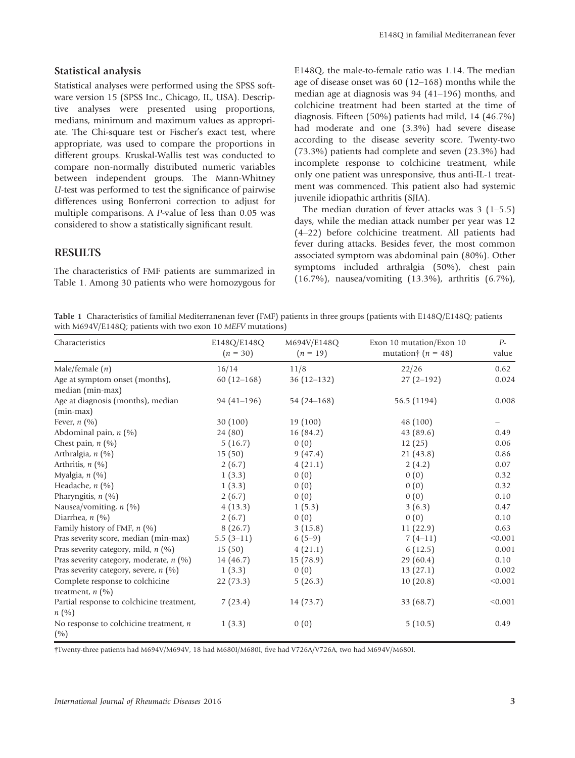## Statistical analysis

Statistical analyses were performed using the SPSS software version 15 (SPSS Inc., Chicago, IL, USA). Descriptive analyses were presented using proportions, medians, minimum and maximum values as appropriate. The Chi-square test or Fischer's exact test, where appropriate, was used to compare the proportions in different groups. Kruskal-Wallis test was conducted to compare non-normally distributed numeric variables between independent groups. The Mann-Whitney *U*-test was performed to test the significance of pairwise differences using Bonferroni correction to adjust for multiple comparisons. A *P*-value of less than 0.05 was considered to show a statistically significant result.

## RESULTS

The characteristics of FMF patients are summarized in Table 1. Among 30 patients who were homozygous for E148Q, the male-to-female ratio was 1.14. The median age of disease onset was 60 (12–168) months while the median age at diagnosis was 94 (41–196) months, and colchicine treatment had been started at the time of diagnosis. Fifteen (50%) patients had mild, 14 (46.7%) had moderate and one (3.3%) had severe disease according to the disease severity score. Twenty-two (73.3%) patients had complete and seven (23.3%) had incomplete response to colchicine treatment, while only one patient was unresponsive, thus anti-IL-1 treatment was commenced. This patient also had systemic juvenile idiopathic arthritis (SJIA).

The median duration of fever attacks was 3 (1–5.5) days, while the median attack number per year was 12 (4–22) before colchicine treatment. All patients had fever during attacks. Besides fever, the most common associated symptom was abdominal pain (80%). Other symptoms included arthralgia (50%), chest pain (16.7%), nausea/vomiting (13.3%), arthritis (6.7%),

**Table 1** Characteristics of familial Mediterranenan fever (FMF) patients in three groups (patients with E148Q/E148Q; patients with M694V/E148Q; patients with two exon 10 *MEFV* mutations)

| Characteristics | E148Q/E148Q ($n$ = 30) | M694V/E148Q ($n$ = 19) | Exon 10 mutation/Exon 10 mutation† ($n$ = 48) | $P$-value |
|---|---|---|---|---|
| Male/female ($n$) | 16/14 | 11/8 | 22/26 | 0.62 |
| Age at symptom onset (months), median (min-max) | 60 (12–168) | 36 (12–132) | 27 (2–192) | 0.024 |
| Age at diagnosis (months), median (min-max) | 94 (41–196) | 54 (24–168) | 56.5 (1194) | 0.008 |
| Fever, $n$ (%) | 30 (100) | 19 (100) | 48 (100) | – |
| Abdominal pain, $n$ (%) | 24 (80) | 16 (84.2) | 43 (89.6) | 0.49 |
| Chest pain, $n$ (%) | 5 (16.7) | 0 (0) | 12 (25) | 0.06 |
| Arthralgia, $n$ (%) | 15 (50) | 9 (47.4) | 21 (43.8) | 0.86 |
| Arthritis, $n$ (%) | 2 (6.7) | 4 (21.1) | 2 (4.2) | 0.07 |
| Myalgia, $n$ (%) | 1 (3.3) | 0 (0) | 0 (0) | 0.32 |
| Headache, $n$ (%) | 1 (3.3) | 0 (0) | 0 (0) | 0.32 |
| Pharyngitis, $n$ (%) | 2 (6.7) | 0 (0) | 0 (0) | 0.10 |
| Nausea/vomiting, $n$ (%) | 4 (13.3) | 1 (5.3) | 3 (6.3) | 0.47 |
| Diarrhea, $n$ (%) | 2 (6.7) | 0 (0) | 0 (0) | 0.10 |
| Family history of FMF, $n$ (%) | 8 (26.7) | 3 (15.8) | 11 (22.9) | 0.63 |
| Pras severity score, median (min-max) | 5.5 (3–11) | 6 (5–9) | 7 (4–11) | <0.001 |
| Pras severity category, mild, $n$ (%) | 15 (50) | 4 (21.1) | 6 (12.5) | 0.001 |
| Pras severity category, moderate, $n$ (%) | 14 (46.7) | 15 (78.9) | 29 (60.4) | 0.10 |
| Pras severity category, severe, $n$ (%) | 1 (3.3) | 0 (0) | 13 (27.1) | 0.002 |
| Complete response to colchicine treatment, $n$ (%) | 22 (73.3) | 5 (26.3) | 10 (20.8) | <0.001 |
| Partial response to colchicine treatment, $n$ (%) | 7 (23.4) | 14 (73.7) | 33 (68.7) | <0.001 |
| No response to colchicine treatment, $n$ (%) | 1 (3.3) | 0 (0) | 5 (10.5) | 0.49 |

†Twenty-three patients had M694V/M694V, 18 had M680I/M680I, five had V726A/V726A, two had M694V/M680I.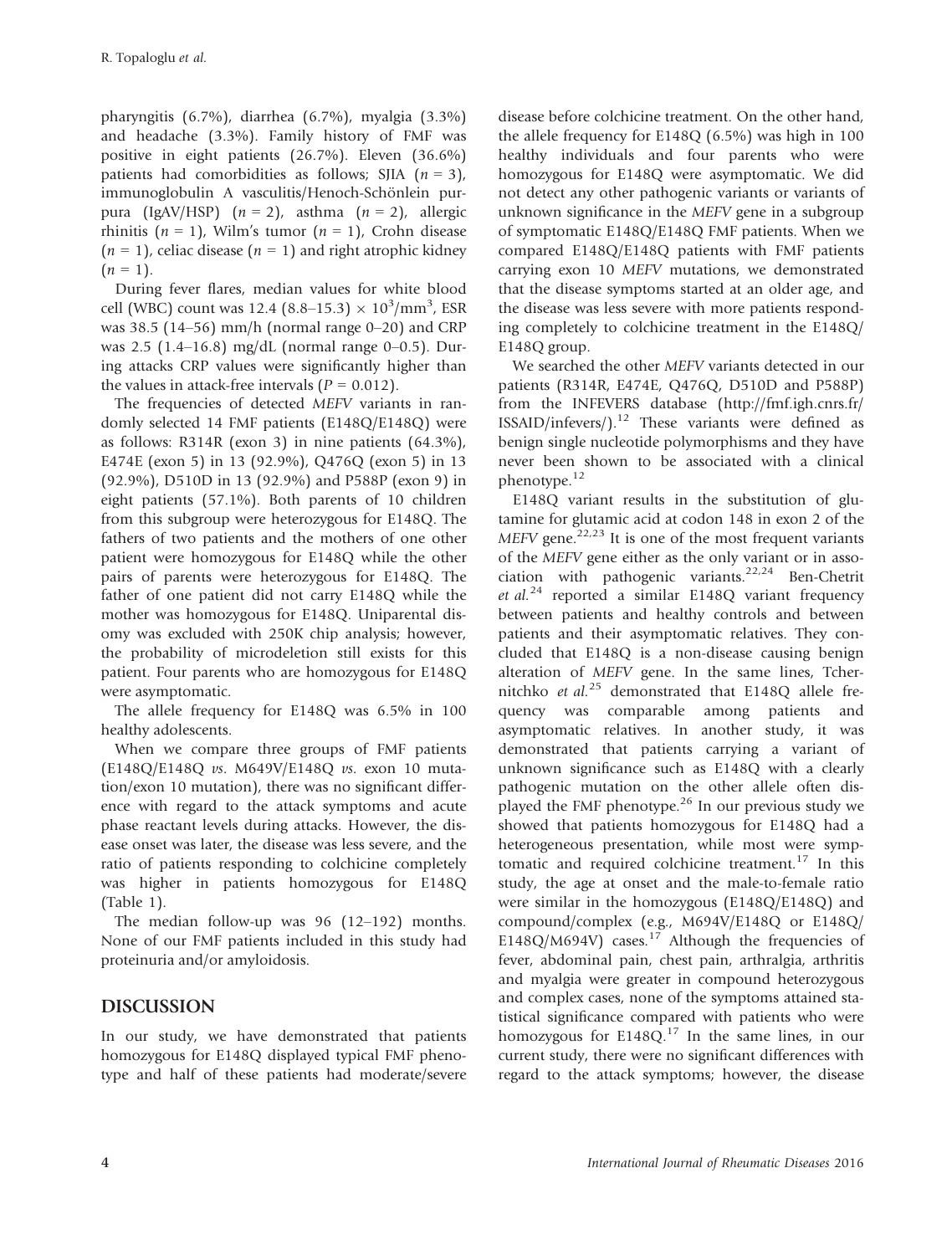pharyngitis (6.7%), diarrhea (6.7%), myalgia (3.3%) and headache (3.3%). Family history of FMF was positive in eight patients (26.7%). Eleven (36.6%) patients had comorbidities as follows; SJIA ($n = 3$), immunoglobulin A vasculitis/Henoch-Schönlein purpura (IgAV/HSP) ($n = 2$), asthma ($n = 2$), allergic rhinitis ($n = 1$), Wilm's tumor ($n = 1$), Crohn disease ($n = 1$), celiac disease ($n = 1$) and right atrophic kidney ($n = 1$).

During fever flares, median values for white blood cell (WBC) count was 12.4 (8.8–15.3) $\times 10^3/\text{mm}^3$, ESR was 38.5 (14–56) mm/h (normal range 0–20) and CRP was 2.5 (1.4–16.8) mg/dL (normal range 0–0.5). During attacks CRP values were significantly higher than the values in attack-free intervals ($P = 0.012$).

The frequencies of detected *MEFV* variants in randomly selected 14 FMF patients (E148Q/E148Q) were as follows: R314R (exon 3) in nine patients (64.3%), E474E (exon 5) in 13 (92.9%), Q476Q (exon 5) in 13 (92.9%), D510D in 13 (92.9%) and P588P (exon 9) in eight patients (57.1%). Both parents of 10 children from this subgroup were heterozygous for E148Q. The fathers of two patients and the mothers of one other patient were homozygous for E148Q while the other pairs of parents were heterozygous for E148Q. The father of one patient did not carry E148Q while the mother was homozygous for E148Q. Uniparental disomy was excluded with 250K chip analysis; however, the probability of microdeletion still exists for this patient. Four parents who are homozygous for E148Q were asymptomatic.

The allele frequency for E148Q was 6.5% in 100 healthy adolescents.

When we compare three groups of FMF patients (E148Q/E148Q *vs*. M649V/E148Q *vs*. exon 10 mutation/exon 10 mutation), there was no significant difference with regard to the attack symptoms and acute phase reactant levels during attacks. However, the disease onset was later, the disease was less severe, and the ratio of patients responding to colchicine completely was higher in patients homozygous for E148Q (Table 1).

The median follow-up was 96 (12–192) months. None of our FMF patients included in this study had proteinuria and/or amyloidosis.

## DISCUSSION

In our study, we have demonstrated that patients homozygous for E148Q displayed typical FMF phenotype and half of these patients had moderate/severe disease before colchicine treatment. On the other hand, the allele frequency for E148Q (6.5%) was high in 100 healthy individuals and four parents who were homozygous for E148Q were asymptomatic. We did not detect any other pathogenic variants or variants of unknown significance in the *MEFV* gene in a subgroup of symptomatic E148Q/E148Q FMF patients. When we compared E148Q/E148Q patients with FMF patients carrying exon 10 *MEFV* mutations, we demonstrated that the disease symptoms started at an older age, and the disease was less severe with more patients responding completely to colchicine treatment in the E148Q/E148Q group.

We searched the other *MEFV* variants detected in our patients (R314R, E474E, Q476Q, D510D and P588P) from the INFEVERS database (http://fmf.igh.cnrs.fr/ISSAID/infevers/).[12] These variants were defined as benign single nucleotide polymorphisms and they have never been shown to be associated with a clinical phenotype.[12]

E148Q variant results in the substitution of glutamine for glutamic acid at codon 148 in exon 2 of the *MEFV* gene.[22,23] It is one of the most frequent variants of the *MEFV* gene either as the only variant or in association with pathogenic variants.[22,24] Ben-Chetrit *et al.*[24] reported a similar E148Q variant frequency between patients and healthy controls and between patients and their asymptomatic relatives. They concluded that E148Q is a non-disease causing benign alteration of *MEFV* gene. In the same lines, Tchernitchko *et al.*[25] demonstrated that E148Q allele frequency was comparable among patients and asymptomatic relatives. In another study, it was demonstrated that patients carrying a variant of unknown significance such as E148Q with a clearly pathogenic mutation on the other allele often displayed the FMF phenotype.[26] In our previous study we showed that patients homozygous for E148Q had a heterogeneous presentation, while most were symptomatic and required colchicine treatment.[17] In this study, the age at onset and the male-to-female ratio were similar in the homozygous (E148Q/E148Q) and compound/complex (e.g., M694V/E148Q or E148Q/E148Q/M694V) cases.[17] Although the frequencies of fever, abdominal pain, chest pain, arthralgia, arthritis and myalgia were greater in compound heterozygous and complex cases, none of the symptoms attained statistical significance compared with patients who were homozygous for E148Q.[17] In the same lines, in our current study, there were no significant differences with regard to the attack symptoms; however, the disease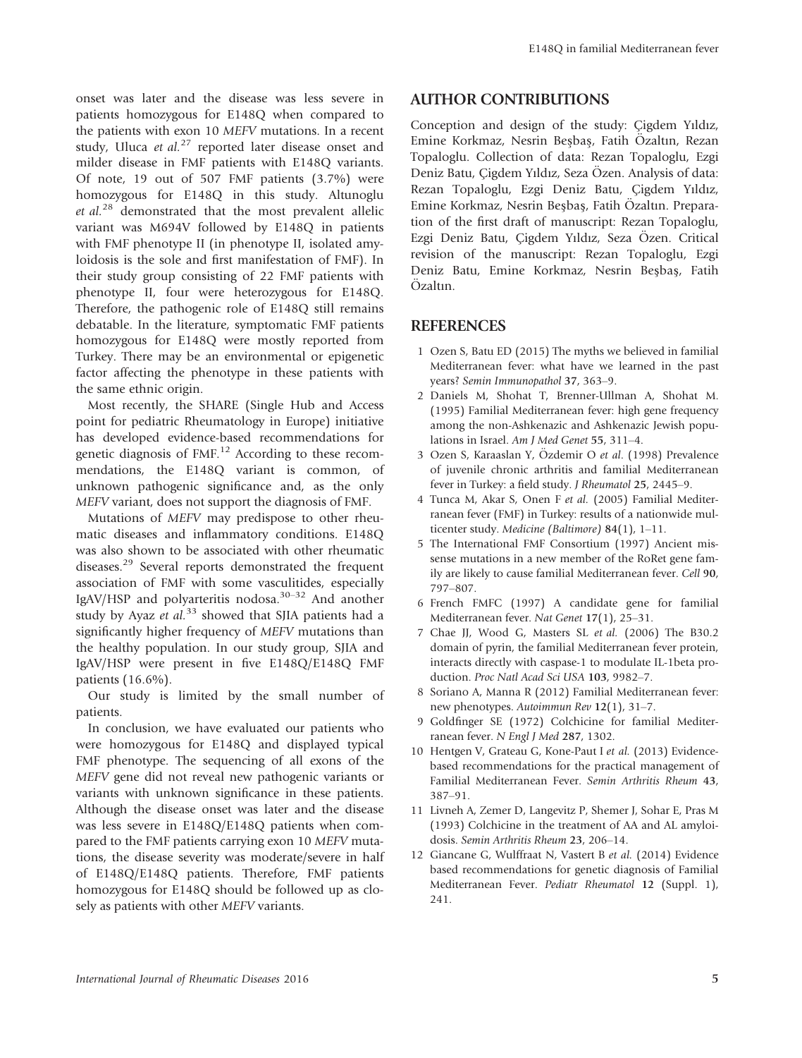onset was later and the disease was less severe in patients homozygous for E148Q when compared to the patients with exon 10 *MEFV* mutations. In a recent study, Uluca *et al.*[27] reported later disease onset and milder disease in FMF patients with E148Q variants. Of note, 19 out of 507 FMF patients (3.7%) were homozygous for E148Q in this study. Altunoglu *et al.*[28] demonstrated that the most prevalent allelic variant was M694V followed by E148Q in patients with FMF phenotype II (in phenotype II, isolated amyloidosis is the sole and first manifestation of FMF). In their study group consisting of 22 FMF patients with phenotype II, four were heterozygous for E148Q. Therefore, the pathogenic role of E148Q still remains debatable. In the literature, symptomatic FMF patients homozygous for E148Q were mostly reported from Turkey. There may be an environmental or epigenetic factor affecting the phenotype in these patients with the same ethnic origin.

Most recently, the SHARE (Single Hub and Access point for pediatric Rheumatology in Europe) initiative has developed evidence-based recommendations for genetic diagnosis of FMF.[12] According to these recommendations, the E148Q variant is common, of unknown pathogenic significance and, as the only *MEFV* variant, does not support the diagnosis of FMF.

Mutations of *MEFV* may predispose to other rheumatic diseases and inflammatory conditions. E148Q was also shown to be associated with other rheumatic diseases.[29] Several reports demonstrated the frequent association of FMF with some vasculitides, especially IgAV/HSP and polyarteritis nodosa.[30–32] And another study by Ayaz *et al.*[33] showed that SJIA patients had a significantly higher frequency of *MEFV* mutations than the healthy population. In our study group, SJIA and IgAV/HSP were present in five E148Q/E148Q FMF patients (16.6%).

Our study is limited by the small number of patients.

In conclusion, we have evaluated our patients who were homozygous for E148Q and displayed typical FMF phenotype. The sequencing of all exons of the *MEFV* gene did not reveal new pathogenic variants or variants with unknown significance in these patients. Although the disease onset was later and the disease was less severe in E148Q/E148Q patients when compared to the FMF patients carrying exon 10 *MEFV* mutations, the disease severity was moderate/severe in half of E148Q/E148Q patients. Therefore, FMF patients homozygous for E148Q should be followed up as closely as patients with other *MEFV* variants.

## AUTHOR CONTRIBUTIONS

Conception and design of the study: Çigdem Yıldız, Emine Korkmaz, Nesrin Beşbaş, Fatih Özaltın, Rezan Topaloglu. Collection of data: Rezan Topaloglu, Ezgi Deniz Batu, Çigdem Yıldız, Seza Özen. Analysis of data: Rezan Topaloglu, Ezgi Deniz Batu, Çigdem Yıldız, Emine Korkmaz, Nesrin Beşbaş, Fatih Özaltın. Preparation of the first draft of manuscript: Rezan Topaloglu, Ezgi Deniz Batu, Çigdem Yıldız, Seza Özen. Critical revision of the manuscript: Rezan Topaloglu, Ezgi Deniz Batu, Emine Korkmaz, Nesrin Beşbaş, Fatih Özaltın.

## REFERENCES

1. Ozen S, Batu ED (2015) The myths we believed in familial Mediterranean fever: what have we learned in the past years? *Semin Immunopathol* **37**, 363–9.
2. Daniels M, Shohat T, Brenner-Ullman A, Shohat M. (1995) Familial Mediterranean fever: high gene frequency among the non-Ashkenazic and Ashkenazic Jewish populations in Israel. *Am J Med Genet* **55**, 311–4.
3. Ozen S, Karaaslan Y, Özdemir O *et al.* (1998) Prevalence of juvenile chronic arthritis and familial Mediterranean fever in Turkey: a field study. *J Rheumatol* **25**, 2445–9.
4. Tunca M, Akar S, Onen F *et al.* (2005) Familial Mediterranean fever (FMF) in Turkey: results of a nationwide multicenter study. *Medicine (Baltimore)* **84**(1), 1–11.
5. The International FMF Consortium (1997) Ancient missense mutations in a new member of the RoRet gene family are likely to cause familial Mediterranean fever. *Cell* **90**, 797–807.
6. French FMFC (1997) A candidate gene for familial Mediterranean fever. *Nat Genet* **17**(1), 25–31.
7. Chae JJ, Wood G, Masters SL *et al.* (2006) The B30.2 domain of pyrin, the familial Mediterranean fever protein, interacts directly with caspase-1 to modulate IL-1beta production. *Proc Natl Acad Sci USA* **103**, 9982–7.
8. Soriano A, Manna R (2012) Familial Mediterranean fever: new phenotypes. *Autoimmun Rev* **12**(1), 31–7.
9. Goldfinger SE (1972) Colchicine for familial Mediterranean fever. *N Engl J Med* **287**, 1302.
10. Hentgen V, Grateau G, Kone-Paut I *et al.* (2013) Evidence-based recommendations for the practical management of Familial Mediterranean Fever. *Semin Arthritis Rheum* **43**, 387–91.
11. Livneh A, Zemer D, Langevitz P, Shemer J, Sohar E, Pras M (1993) Colchicine in the treatment of AA and AL amyloidosis. *Semin Arthritis Rheum* **23**, 206–14.
12. Giancane G, Wulffraat N, Vastert B *et al.* (2014) Evidence based recommendations for genetic diagnosis of Familial Mediterranean Fever. *Pediatr Rheumatol* **12** (Suppl. 1), 241.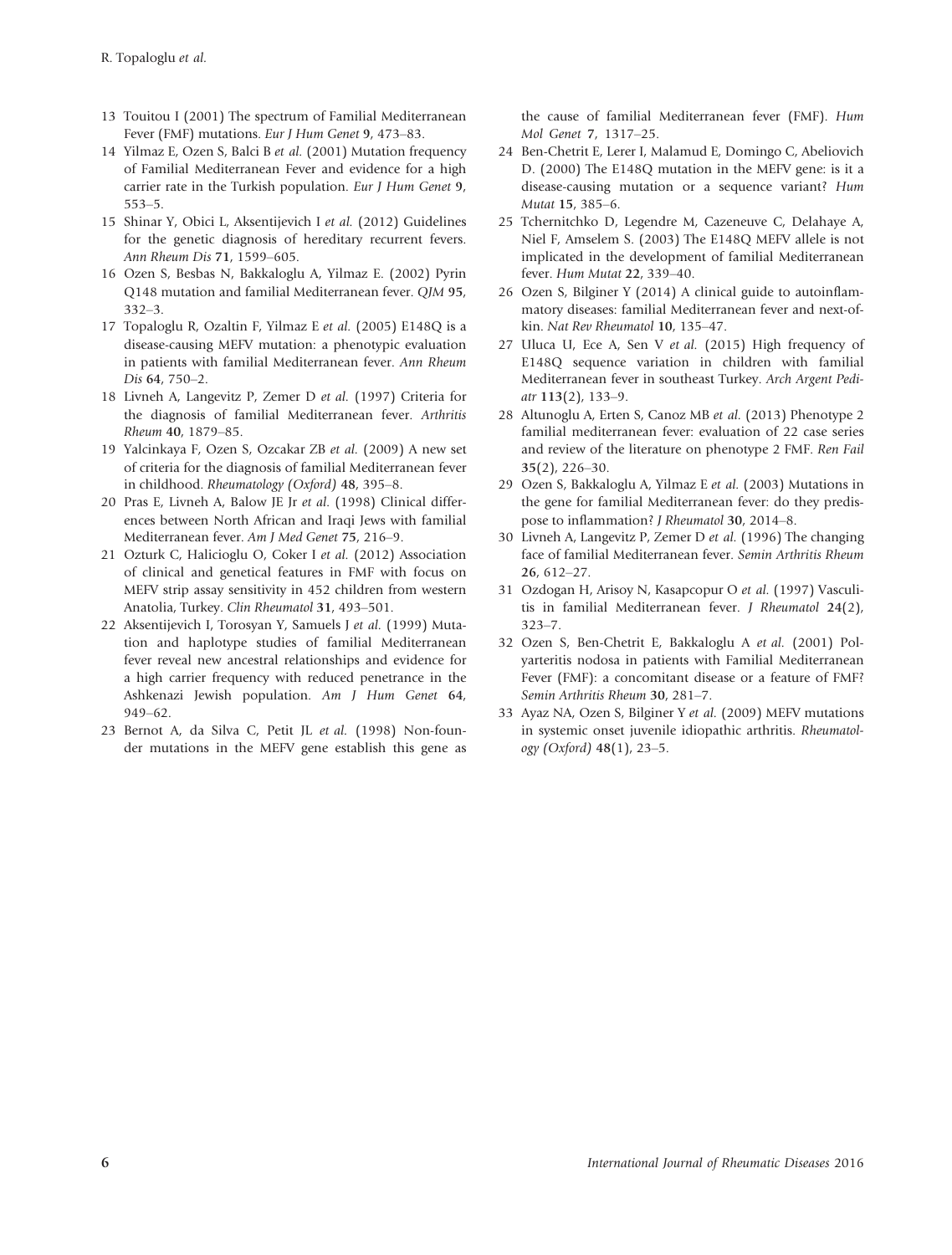13 Touitou I (2001) The spectrum of Familial Mediterranean Fever (FMF) mutations. *Eur J Hum Genet* **9**, 473–83.

14 Yilmaz E, Ozen S, Balci B *et al.* (2001) Mutation frequency of Familial Mediterranean Fever and evidence for a high carrier rate in the Turkish population. *Eur J Hum Genet* **9**, 553–5.

15 Shinar Y, Obici L, Aksentijevich I *et al.* (2012) Guidelines for the genetic diagnosis of hereditary recurrent fevers. *Ann Rheum Dis* **71**, 1599–605.

16 Ozen S, Besbas N, Bakkaloglu A, Yilmaz E. (2002) Pyrin Q148 mutation and familial Mediterranean fever. *QJM* **95**, 332–3.

17 Topaloglu R, Ozaltin F, Yilmaz E *et al.* (2005) E148Q is a disease-causing MEFV mutation: a phenotypic evaluation in patients with familial Mediterranean fever. *Ann Rheum Dis* **64**, 750–2.

18 Livneh A, Langevitz P, Zemer D *et al.* (1997) Criteria for the diagnosis of familial Mediterranean fever. *Arthritis Rheum* **40**, 1879–85.

19 Yalcinkaya F, Ozen S, Ozcakar ZB *et al.* (2009) A new set of criteria for the diagnosis of familial Mediterranean fever in childhood. *Rheumatology (Oxford)* **48**, 395–8.

20 Pras E, Livneh A, Balow JE Jr *et al.* (1998) Clinical differences between North African and Iraqi Jews with familial Mediterranean fever. *Am J Med Genet* **75**, 216–9.

21 Ozturk C, Halicioglu O, Coker I *et al.* (2012) Association of clinical and genetical features in FMF with focus on MEFV strip assay sensitivity in 452 children from western Anatolia, Turkey. *Clin Rheumatol* **31**, 493–501.

22 Aksentijevich I, Torosyan Y, Samuels J *et al.* (1999) Mutation and haplotype studies of familial Mediterranean fever reveal new ancestral relationships and evidence for a high carrier frequency with reduced penetrance in the Ashkenazi Jewish population. *Am J Hum Genet* **64**, 949–62.

23 Bernot A, da Silva C, Petit JL *et al.* (1998) Non-founder mutations in the MEFV gene establish this gene as the cause of familial Mediterranean fever (FMF). *Hum Mol Genet* **7**, 1317–25.

24 Ben-Chetrit E, Lerer I, Malamud E, Domingo C, Abeliovich D. (2000) The E148Q mutation in the MEFV gene: is it a disease-causing mutation or a sequence variant? *Hum Mutat* **15**, 385–6.

25 Tchernitchko D, Legendre M, Cazeneuve C, Delahaye A, Niel F, Amselem S. (2003) The E148Q MEFV allele is not implicated in the development of familial Mediterranean fever. *Hum Mutat* **22**, 339–40.

26 Ozen S, Bilginer Y (2014) A clinical guide to autoinflammatory diseases: familial Mediterranean fever and next-of-kin. *Nat Rev Rheumatol* **10**, 135–47.

27 Uluca U, Ece A, Sen V *et al.* (2015) High frequency of E148Q sequence variation in children with familial Mediterranean fever in southeast Turkey. *Arch Argent Pediatr* **113**(2), 133–9.

28 Altunoglu A, Erten S, Canoz MB *et al.* (2013) Phenotype 2 familial mediterranean fever: evaluation of 22 case series and review of the literature on phenotype 2 FMF. *Ren Fail* **35**(2), 226–30.

29 Ozen S, Bakkaloglu A, Yilmaz E *et al.* (2003) Mutations in the gene for familial Mediterranean fever: do they predispose to inflammation? *J Rheumatol* **30**, 2014–8.

30 Livneh A, Langevitz P, Zemer D *et al.* (1996) The changing face of familial Mediterranean fever. *Semin Arthritis Rheum* **26**, 612–27.

31 Ozdogan H, Arisoy N, Kasapcopur O *et al.* (1997) Vasculitis in familial Mediterranean fever. *J Rheumatol* **24**(2), 323–7.

32 Ozen S, Ben-Chetrit E, Bakkaloglu A *et al.* (2001) Polyarteritis nodosa in patients with Familial Mediterranean Fever (FMF): a concomitant disease or a feature of FMF? *Semin Arthritis Rheum* **30**, 281–7.

33 Ayaz NA, Ozen S, Bilginer Y *et al.* (2009) MEFV mutations in systemic onset juvenile idiopathic arthritis. *Rheumatology (Oxford)* **48**(1), 23–5.